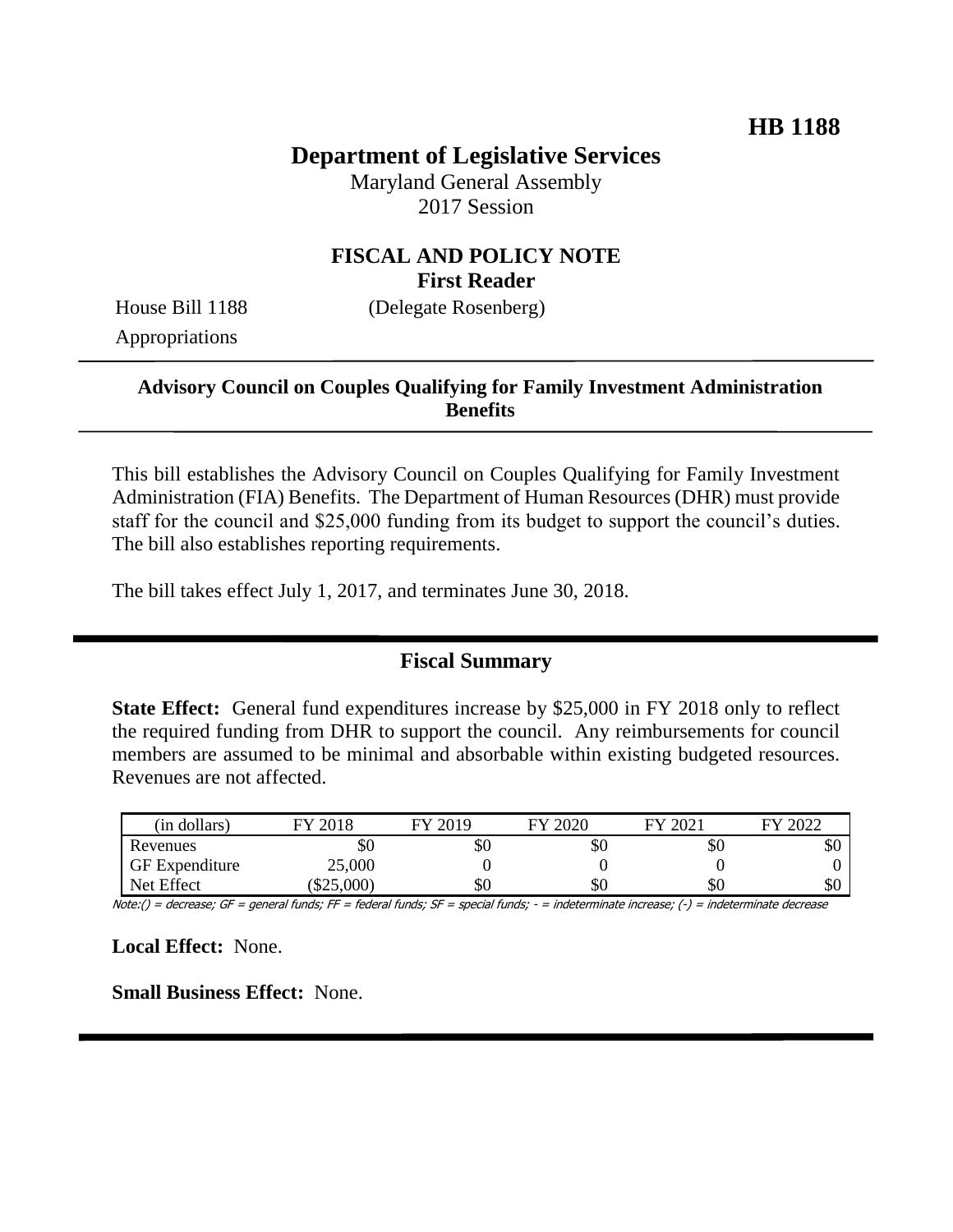**HB 1188**

# Department of Legislative Services

Maryland General Assembly
2017 Session

## FISCAL AND POLICY NOTE
**First Reader**

House Bill 1188 (Delegate Rosenberg)
Appropriations

**Advisory Council on Couples Qualifying for Family Investment Administration Benefits**

This bill establishes the Advisory Council on Couples Qualifying for Family Investment Administration (FIA) Benefits. The Department of Human Resources (DHR) must provide staff for the council and $25,000 funding from its budget to support the council's duties. The bill also establishes reporting requirements.

The bill takes effect July 1, 2017, and terminates June 30, 2018.

## Fiscal Summary

**State Effect:** General fund expenditures increase by $25,000 in FY 2018 only to reflect the required funding from DHR to support the council. Any reimbursements for council members are assumed to be minimal and absorbable within existing budgeted resources. Revenues are not affected.

| (in dollars) | FY 2018 | FY 2019 | FY 2020 | FY 2021 | FY 2022 |
|---|---|---|---|---|---|
| Revenues | $0 | $0 | $0 | $0 | $0 |
| GF Expenditure | 25,000 | 0 | 0 | 0 | 0 |
| Net Effect | ($25,000) | $0 | $0 | $0 | $0 |

Note:() = decrease; GF = general funds; FF = federal funds; SF = special funds; - = indeterminate increase; (-) = indeterminate decrease

**Local Effect:** None.

**Small Business Effect:** None.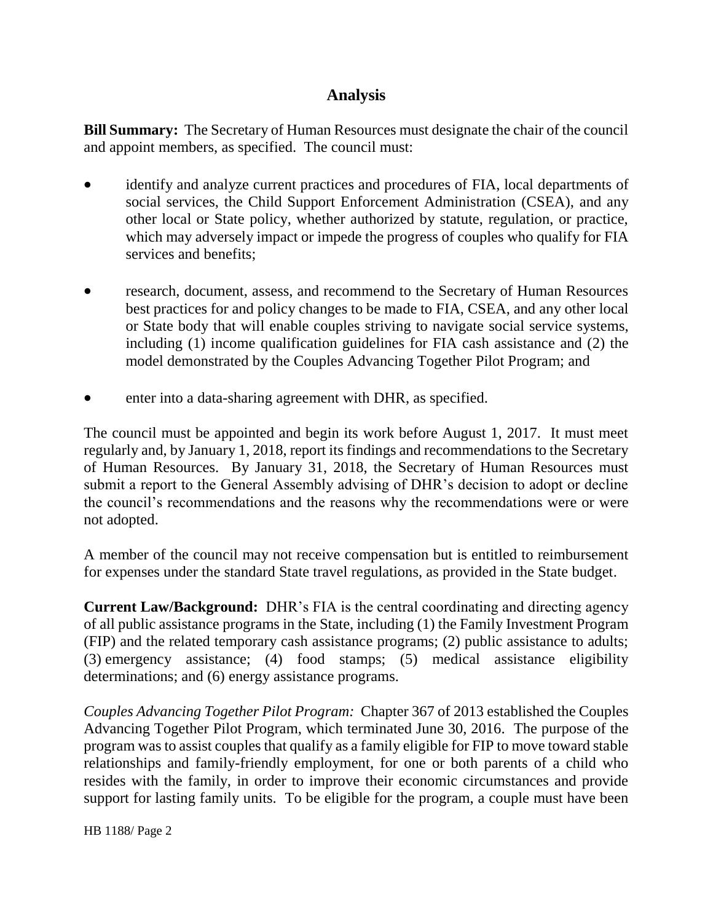## Analysis

**Bill Summary:** The Secretary of Human Resources must designate the chair of the council and appoint members, as specified. The council must:

- identify and analyze current practices and procedures of FIA, local departments of social services, the Child Support Enforcement Administration (CSEA), and any other local or State policy, whether authorized by statute, regulation, or practice, which may adversely impact or impede the progress of couples who qualify for FIA services and benefits;
- research, document, assess, and recommend to the Secretary of Human Resources best practices for and policy changes to be made to FIA, CSEA, and any other local or State body that will enable couples striving to navigate social service systems, including (1) income qualification guidelines for FIA cash assistance and (2) the model demonstrated by the Couples Advancing Together Pilot Program; and
- enter into a data-sharing agreement with DHR, as specified.

The council must be appointed and begin its work before August 1, 2017. It must meet regularly and, by January 1, 2018, report its findings and recommendations to the Secretary of Human Resources. By January 31, 2018, the Secretary of Human Resources must submit a report to the General Assembly advising of DHR's decision to adopt or decline the council's recommendations and the reasons why the recommendations were or were not adopted.

A member of the council may not receive compensation but is entitled to reimbursement for expenses under the standard State travel regulations, as provided in the State budget.

**Current Law/Background:** DHR's FIA is the central coordinating and directing agency of all public assistance programs in the State, including (1) the Family Investment Program (FIP) and the related temporary cash assistance programs; (2) public assistance to adults; (3) emergency assistance; (4) food stamps; (5) medical assistance eligibility determinations; and (6) energy assistance programs.

*Couples Advancing Together Pilot Program:* Chapter 367 of 2013 established the Couples Advancing Together Pilot Program, which terminated June 30, 2016. The purpose of the program was to assist couples that qualify as a family eligible for FIP to move toward stable relationships and family-friendly employment, for one or both parents of a child who resides with the family, in order to improve their economic circumstances and provide support for lasting family units. To be eligible for the program, a couple must have been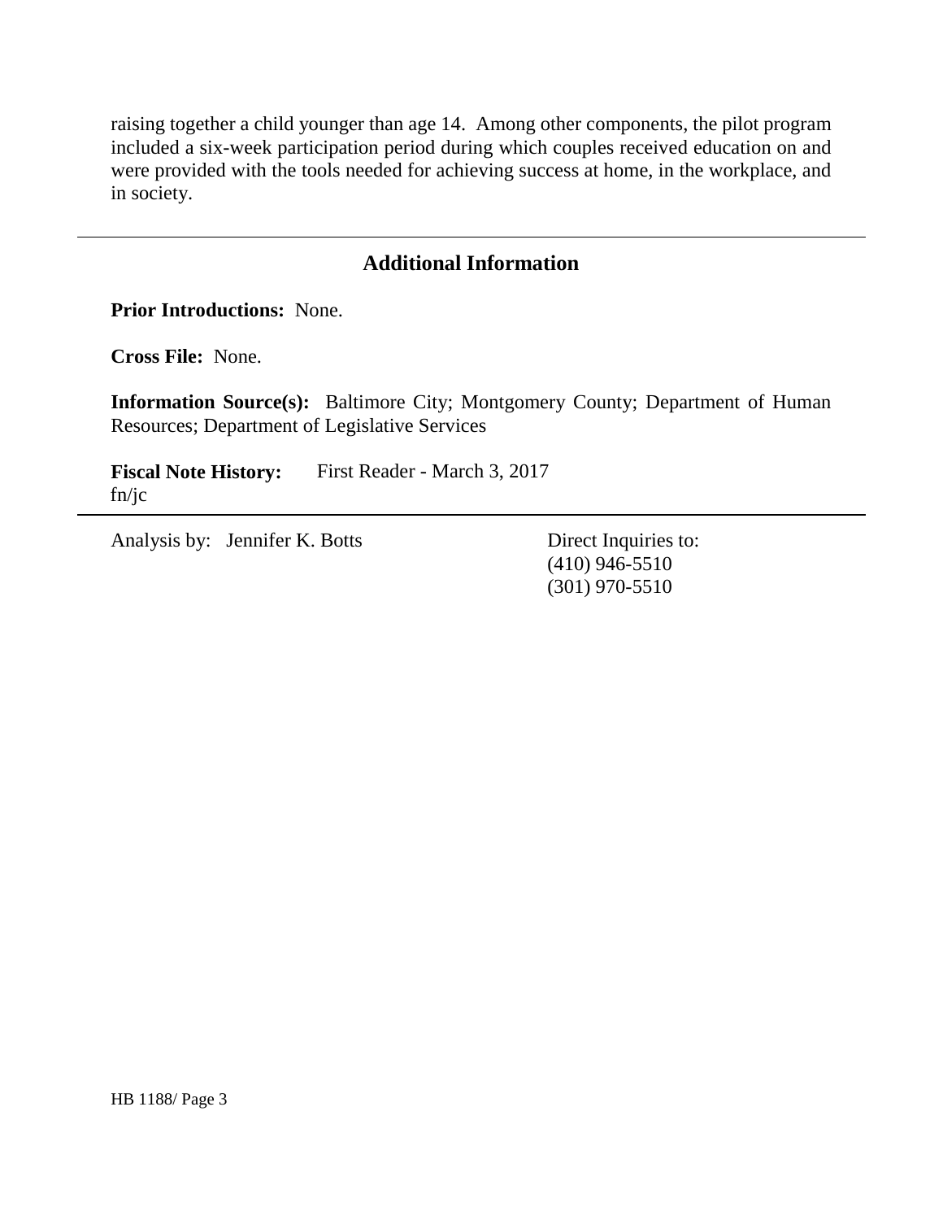raising together a child younger than age 14. Among other components, the pilot program included a six-week participation period during which couples received education on and were provided with the tools needed for achieving success at home, in the workplace, and in society.

---

## Additional Information

**Prior Introductions:** None.

**Cross File:** None.

**Information Source(s):** Baltimore City; Montgomery County; Department of Human Resources; Department of Legislative Services

**Fiscal Note History:** First Reader - March 3, 2017
fn/jc

---

Analysis by: Jennifer K. Botts

Direct Inquiries to:
(410) 946-5510
(301) 970-5510